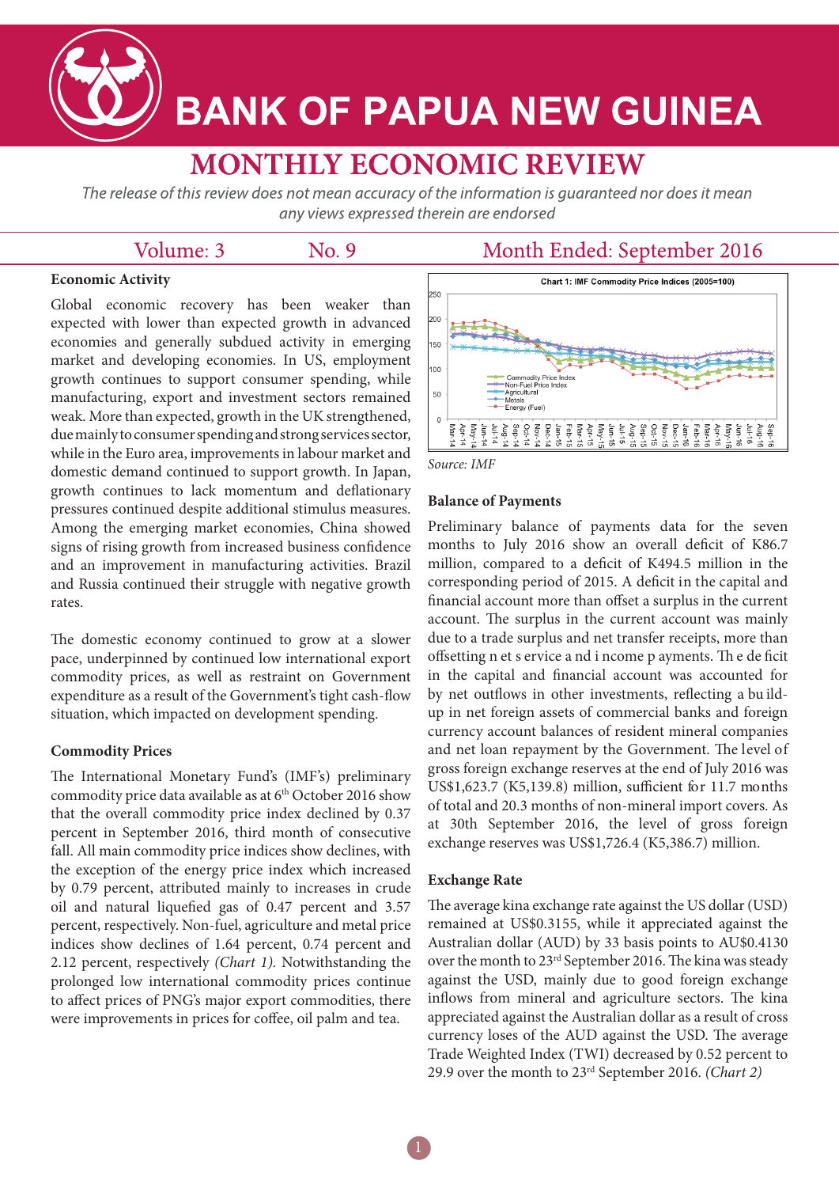# BANK OF PAPUA NEW GUINEA

## MONTHLY ECONOMIC REVIEW

*The release of this review does not mean accuracy of the information is guaranteed nor does it mean any views expressed therein are endorsed*

Volume: 3 No. 9 Month Ended: September 2016

### Economic Activity

Global economic recovery has been weaker than expected with lower than expected growth in advanced economies and generally subdued activity in emerging market and developing economies. In US, employment growth continues to support consumer spending, while manufacturing, export and investment sectors remained weak. More than expected, growth in the UK strengthened, due mainly to consumer spending and strong services sector, while in the Euro area, improvements in labour market and domestic demand continued to support growth. In Japan, growth continues to lack momentum and deflationary pressures continued despite additional stimulus measures. Among the emerging market economies, China showed signs of rising growth from increased business confidence and an improvement in manufacturing activities. Brazil and Russia continued their struggle with negative growth rates.

The domestic economy continued to grow at a slower pace, underpinned by continued low international export commodity prices, as well as restraint on Government expenditure as a result of the Government's tight cash-flow situation, which impacted on development spending.

### Commodity Prices

The International Monetary Fund's (IMF's) preliminary commodity price data available as at 6th October 2016 show that the overall commodity price index declined by 0.37 percent in September 2016, third month of consecutive fall. All main commodity price indices show declines, with the exception of the energy price index which increased by 0.79 percent, attributed mainly to increases in crude oil and natural liquefied gas of 0.47 percent and 3.57 percent, respectively. Non-fuel, agriculture and metal price indices show declines of 1.64 percent, 0.74 percent and 2.12 percent, respectively *(Chart 1)*. Notwithstanding the prolonged low international commodity prices continue to affect prices of PNG's major export commodities, there were improvements in prices for coffee, oil palm and tea.

**Chart 1: IMF Commodity Price Indices (2005=100)**

Source: IMF

### Balance of Payments

Preliminary balance of payments data for the seven months to July 2016 show an overall deficit of K86.7 million, compared to a deficit of K494.5 million in the corresponding period of 2015. A deficit in the capital and financial account more than offset a surplus in the current account. The surplus in the current account was mainly due to a trade surplus and net transfer receipts, more than offsetting net service and income payments. The deficit in the capital and financial account was accounted for by net outflows in other investments, reflecting a build-up in net foreign assets of commercial banks and foreign currency account balances of resident mineral companies and net loan repayment by the Government. The level of gross foreign exchange reserves at the end of July 2016 was US$1,623.7 (K5,139.8) million, sufficient for 11.7 months of total and 20.3 months of non-mineral import covers. As at 30th September 2016, the level of gross foreign exchange reserves was US$1,726.4 (K5,386.7) million.

### Exchange Rate

The average kina exchange rate against the US dollar (USD) remained at US$0.3155, while it appreciated against the Australian dollar (AUD) by 33 basis points to AU$0.4130 over the month to 23rd September 2016. The kina was steady against the USD, mainly due to good foreign exchange inflows from mineral and agriculture sectors. The kina appreciated against the Australian dollar as a result of cross currency loses of the AUD against the USD. The average Trade Weighted Index (TWI) decreased by 0.52 percent to 29.9 over the month to 23rd September 2016. *(Chart 2)*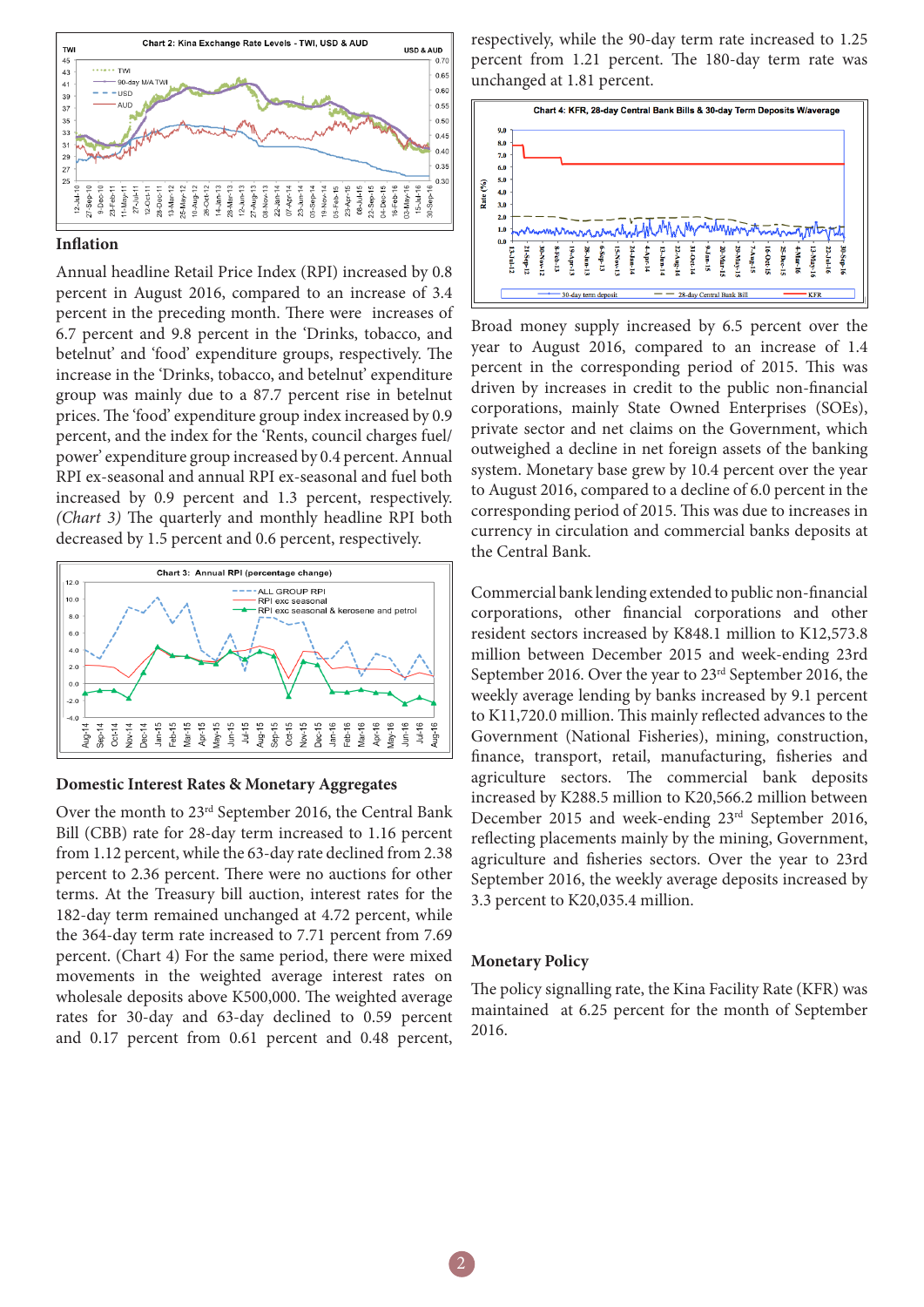Chart 2: Kina Exchange Rate Levels - TWI, USD & AUD

### Inflation

Annual headline Retail Price Index (RPI) increased by 0.8 percent in August 2016, compared to an increase of 3.4 percent in the preceding month. There were increases of 6.7 percent and 9.8 percent in the 'Drinks, tobacco, and betelnut' and 'food' expenditure groups, respectively. The increase in the 'Drinks, tobacco, and betelnut' expenditure group was mainly due to a 87.7 percent rise in betelnut prices. The 'food' expenditure group index increased by 0.9 percent, and the index for the 'Rents, council charges fuel/ power' expenditure group increased by 0.4 percent. Annual RPI ex-seasonal and annual RPI ex-seasonal and fuel both increased by 0.9 percent and 1.3 percent, respectively. *(Chart 3)* The quarterly and monthly headline RPI both decreased by 1.5 percent and 0.6 percent, respectively.

Chart 3: Annual RPI (percentage change)

### Domestic Interest Rates & Monetary Aggregates

Over the month to 23rd September 2016, the Central Bank Bill (CBB) rate for 28-day term increased to 1.16 percent from 1.12 percent, while the 63-day rate declined from 2.38 percent to 2.36 percent. There were no auctions for other terms. At the Treasury bill auction, interest rates for the 182-day term remained unchanged at 4.72 percent, while the 364-day term rate increased to 7.71 percent from 7.69 percent. (Chart 4) For the same period, there were mixed movements in the weighted average interest rates on wholesale deposits above K500,000. The weighted average rates for 30-day and 63-day declined to 0.59 percent and 0.17 percent from 0.61 percent and 0.48 percent, respectively, while the 90-day term rate increased to 1.25 percent from 1.21 percent. The 180-day term rate was unchanged at 1.81 percent.

Chart 4: KFR, 28-day Central Bank Bills & 30-day Term Deposits W/average

Broad money supply increased by 6.5 percent over the year to August 2016, compared to an increase of 1.4 percent in the corresponding period of 2015. This was driven by increases in credit to the public non-financial corporations, mainly State Owned Enterprises (SOEs), private sector and net claims on the Government, which outweighed a decline in net foreign assets of the banking system. Monetary base grew by 10.4 percent over the year to August 2016, compared to a decline of 6.0 percent in the corresponding period of 2015. This was due to increases in currency in circulation and commercial banks deposits at the Central Bank.

Commercial bank lending extended to public non-financial corporations, other financial corporations and other resident sectors increased by K848.1 million to K12,573.8 million between December 2015 and week-ending 23rd September 2016. Over the year to 23rd September 2016, the weekly average lending by banks increased by 9.1 percent to K11,720.0 million. This mainly reflected advances to the Government (National Fisheries), mining, construction, finance, transport, retail, manufacturing, fisheries and agriculture sectors. The commercial bank deposits increased by K288.5 million to K20,566.2 million between December 2015 and week-ending 23rd September 2016, reflecting placements mainly by the mining, Government, agriculture and fisheries sectors. Over the year to 23rd September 2016, the weekly average deposits increased by 3.3 percent to K20,035.4 million.

### Monetary Policy

The policy signalling rate, the Kina Facility Rate (KFR) was maintained at 6.25 percent for the month of September 2016.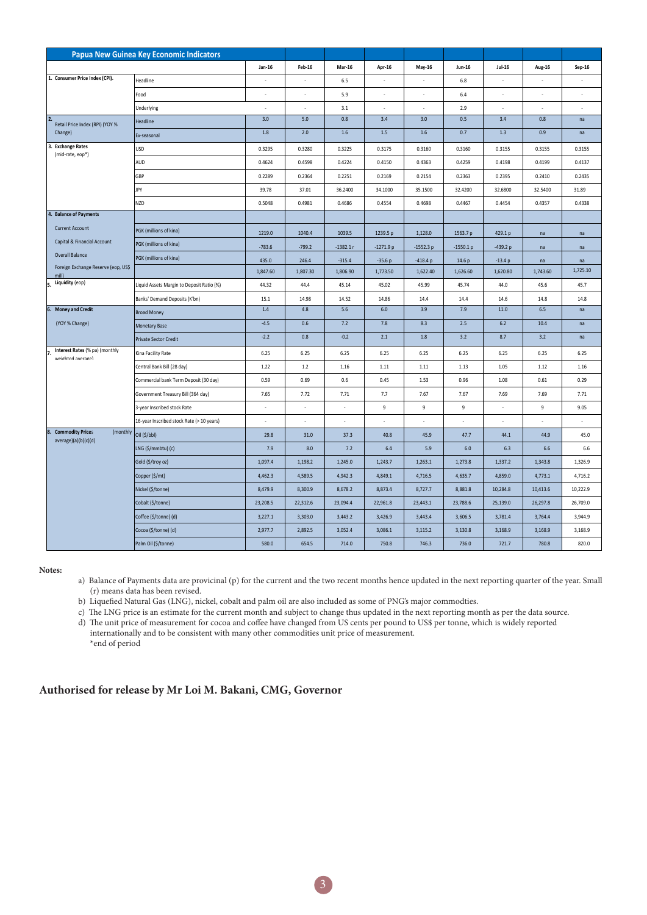| Papua New Guinea Key Economic Indicators | | | | | | | | | | |
|---|---|---|---|---|---|---|---|---|---|---|
| | | **Jan-16** | **Feb-16** | **Mar-16** | **Apr-16** | **May-16** | **Jun-16** | **Jul-16** | **Aug-16** | **Sep-16** |
| **1. Consumer Price Index (CPI).** | Headline | - | - | 6.5 | - | - | 6.8 | - | - | - |
| | Food | - | - | 5.9 | - | - | 6.4 | - | - | - |
| | Underlying | - | - | 3.1 | - | - | 2.9 | - | - | - |
| **2.** Retail Price Index (RPI) (YOY % Change) | Headline | 3.0 | 5.0 | 0.8 | 3.4 | 3.0 | 0.5 | 3.4 | 0.8 | na |
| | Ex-seasonal | 1.8 | 2.0 | 1.6 | 1.5 | 1.6 | 0.7 | 1.3 | 0.9 | na |
| **3. Exchange Rates** (mid-rate, eop*) | USD | 0.3295 | 0.3280 | 0.3225 | 0.3175 | 0.3160 | 0.3160 | 0.3155 | 0.3155 | 0.3155 |
| | AUD | 0.4624 | 0.4598 | 0.4224 | 0.4150 | 0.4363 | 0.4259 | 0.4198 | 0.4199 | 0.4137 |
| | GBP | 0.2289 | 0.2364 | 0.2251 | 0.2169 | 0.2154 | 0.2363 | 0.2395 | 0.2410 | 0.2435 |
| | JPY | 39.78 | 37.01 | 36.2400 | 34.1000 | 35.1500 | 32.4200 | 32.6800 | 32.5400 | 31.89 |
| | NZD | 0.5048 | 0.4981 | 0.4686 | 0.4554 | 0.4698 | 0.4467 | 0.4454 | 0.4357 | 0.4338 |
| **4. Balance of Payments** | | | | | | | | | | |
| Current Account | PGK (millions of kina) | 1219.0 | 1040.4 | 1039.5 | 1239.5 p | 1,128.0 | 1563.7 p | 429.1 p | na | na |
| Capital & Financial Account | PGK (millions of kina) | -783.6 | -799.2 | -1382.1 r | -1271.9 p | -1552.3 p | -1550.1 p | -439.2 p | na | na |
| Overall Balance | PGK (millions of kina) | 435.0 | 246.4 | -315.4 | -35.6 p | -418.4 p | 14.6 p | -13.4 p | na | na |
| Foreign Exchange Reserve (eop, US$ mill) | | 1,847.60 | 1,807.30 | 1,806.90 | 1,773.50 | 1,622.40 | 1,626.60 | 1,620.80 | 1,743.60 | 1,725.10 |
| **5. Liquidity** (eop) | Liquid Assets Margin to Deposit Ratio (%) | 44.32 | 44.4 | 45.14 | 45.02 | 45.99 | 45.74 | 44.0 | 45.6 | 45.7 |
| | Banks' Demand Deposits (K'bn) | 15.1 | 14.98 | 14.52 | 14.86 | 14.4 | 14.4 | 14.6 | 14.8 | 14.8 |
| **6. Money and Credit** (YOY % Change) | Broad Money | 1.4 | 4.8 | 5.6 | 6.0 | 3.9 | 7.9 | 11.0 | 6.5 | na |
| | Monetary Base | -4.5 | 0.6 | 7.2 | 7.8 | 8.3 | 2.5 | 6.2 | 10.4 | na |
| | Private Sector Credit | -2.2 | 0.8 | -0.2 | 2.1 | 1.8 | 3.2 | 8.7 | 3.2 | na |
| **7. Interest Rates** (% pa) (monthly weighted average) | Kina Facility Rate | 6.25 | 6.25 | 6.25 | 6.25 | 6.25 | 6.25 | 6.25 | 6.25 | 6.25 |
| | Central Bank Bill (28 day) | 1.22 | 1.2 | 1.16 | 1.11 | 1.11 | 1.13 | 1.05 | 1.12 | 1.16 |
| | Commercial bank Term Deposit (30 day) | 0.59 | 0.69 | 0.6 | 0.45 | 1.53 | 0.96 | 1.08 | 0.61 | 0.29 |
| | Government Treasury Bill (364 day) | 7.65 | 7.72 | 7.71 | 7.7 | 7.67 | 7.67 | 7.69 | 7.69 | 7.71 |
| | 3-year Inscribed stock Rate | - | - | - | 9 | 9 | 9 | - | 9 | 9.05 |
| | 16-year Inscribed stock Rate (> 10 years) | - | - | - | - | - | - | - | - | - |
| **8. Commodity Prices** (monthly average)(a)(b)(c)(d) | Oil ($/bbl) | 29.8 | 31.0 | 37.3 | 40.8 | 45.9 | 47.7 | 44.1 | 44.9 | 45.0 |
| | LNG ($/mmbtu) (c) | 7.9 | 8.0 | 7.2 | 6.4 | 5.9 | 6.0 | 6.3 | 6.6 | 6.6 |
| | Gold ($/troy oz) | 1,097.4 | 1,198.2 | 1,245.0 | 1,243.7 | 1,263.1 | 1,273.8 | 1,337.2 | 1,343.8 | 1,326.9 |
| | Copper ($/mt) | 4,462.3 | 4,589.5 | 4,942.3 | 4,849.1 | 4,716.5 | 4,635.7 | 4,859.0 | 4,773.1 | 4,716.2 |
| | Nickel ($/tonne) | 8,479.9 | 8,300.9 | 8,678.2 | 8,873.4 | 8,727.7 | 8,881.8 | 10,284.8 | 10,413.6 | 10,222.9 |
| | Cobalt ($/tonne) | 23,208.5 | 22,312.6 | 23,094.4 | 22,961.8 | 23,443.1 | 23,788.6 | 25,139.0 | 26,297.8 | 26,709.0 |
| | Coffee ($/tonne) (d) | 3,227.1 | 3,303.0 | 3,443.2 | 3,426.9 | 3,443.4 | 3,606.5 | 3,781.4 | 3,764.4 | 3,944.9 |
| | Cocoa ($/tonne) (d) | 2,977.7 | 2,892.5 | 3,052.4 | 3,086.1 | 3,115.2 | 3,130.8 | 3,168.9 | 3,168.9 | 3,168.9 |
| | Palm Oil ($/tonne) | 580.0 | 654.5 | 714.0 | 750.8 | 746.3 | 736.0 | 721.7 | 780.8 | 820.0 |

**Notes:**

a) Balance of Payments data are provicinal (p) for the current and the two recent months hence updated in the next reporting quarter of the year. Small (r) means data has been revised.

b) Liquefied Natural Gas (LNG), nickel, cobalt and palm oil are also included as some of PNG's major commodties.

c) The LNG price is an estimate for the current month and subject to change thus updated in the next reporting month as per the data source.

d) The unit price of measurement for cocoa and coffee have changed from US cents per pound to US$ per tonne, which is widely reported internationally and to be consistent with many other commodities unit price of measurement.

*end of period

## Authorised for release by Mr Loi M. Bakani, CMG, Governor